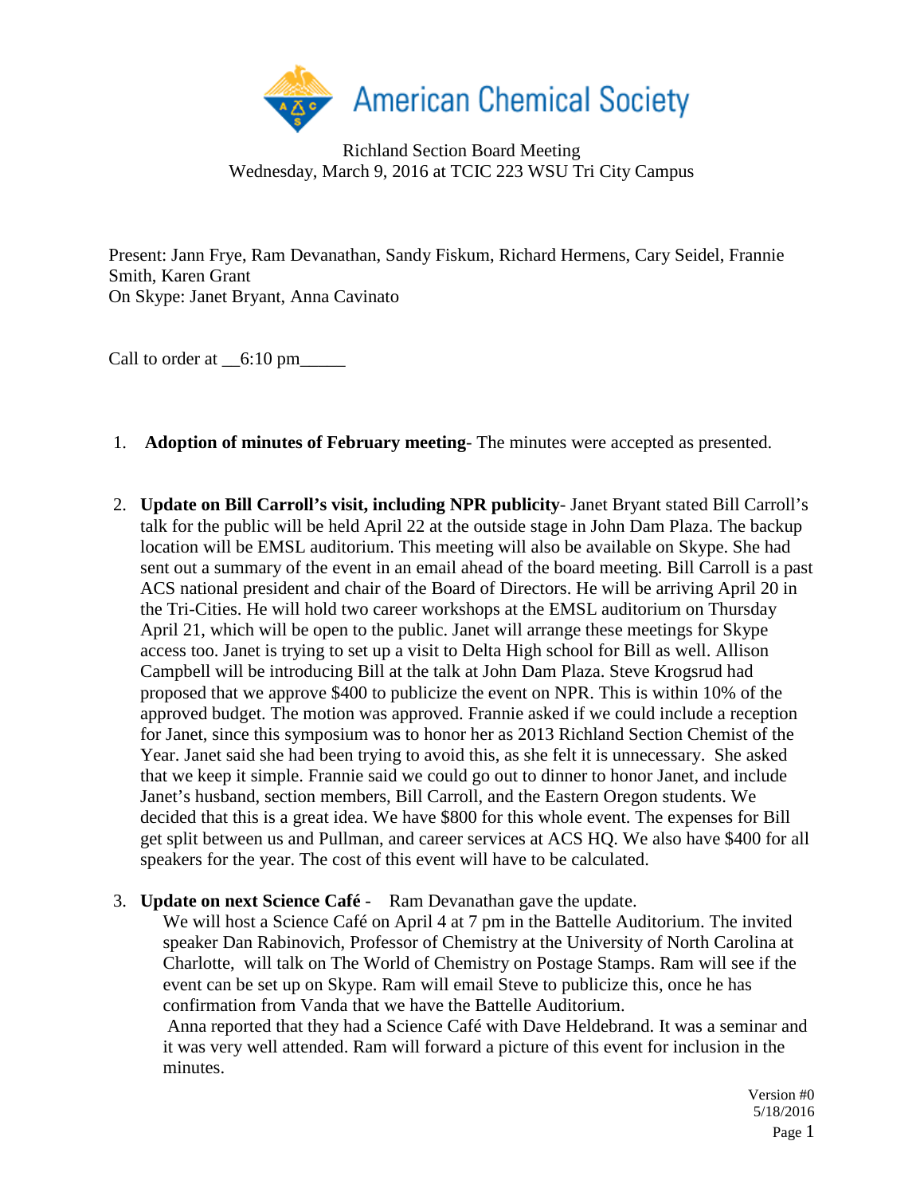# American Chemical Society

Richland Section Board Meeting
Wednesday, March 9, 2016 at TCIC 223 WSU Tri City Campus

Present: Jann Frye, Ram Devanathan, Sandy Fiskum, Richard Hermens, Cary Seidel, Frannie Smith, Karen Grant
On Skype: Janet Bryant, Anna Cavinato

Call to order at __6:10 pm_____

1. **Adoption of minutes of February meeting**- The minutes were accepted as presented.

2. **Update on Bill Carroll's visit, including NPR publicity**- Janet Bryant stated Bill Carroll's talk for the public will be held April 22 at the outside stage in John Dam Plaza. The backup location will be EMSL auditorium. This meeting will also be available on Skype. She had sent out a summary of the event in an email ahead of the board meeting. Bill Carroll is a past ACS national president and chair of the Board of Directors. He will be arriving April 20 in the Tri-Cities. He will hold two career workshops at the EMSL auditorium on Thursday April 21, which will be open to the public. Janet will arrange these meetings for Skype access too. Janet is trying to set up a visit to Delta High school for Bill as well. Allison Campbell will be introducing Bill at the talk at John Dam Plaza. Steve Krogsrud had proposed that we approve $400 to publicize the event on NPR. This is within 10% of the approved budget. The motion was approved. Frannie asked if we could include a reception for Janet, since this symposium was to honor her as 2013 Richland Section Chemist of the Year. Janet said she had been trying to avoid this, as she felt it is unnecessary. She asked that we keep it simple. Frannie said we could go out to dinner to honor Janet, and include Janet's husband, section members, Bill Carroll, and the Eastern Oregon students. We decided that this is a great idea. We have $800 for this whole event. The expenses for Bill get split between us and Pullman, and career services at ACS HQ. We also have $400 for all speakers for the year. The cost of this event will have to be calculated.

3. **Update on next Science Café** - Ram Devanathan gave the update.
   We will host a Science Café on April 4 at 7 pm in the Battelle Auditorium. The invited speaker Dan Rabinovich, Professor of Chemistry at the University of North Carolina at Charlotte, will talk on The World of Chemistry on Postage Stamps. Ram will see if the event can be set up on Skype. Ram will email Steve to publicize this, once he has confirmation from Vanda that we have the Battelle Auditorium.
   Anna reported that they had a Science Café with Dave Heldebrand. It was a seminar and it was very well attended. Ram will forward a picture of this event for inclusion in the minutes.

Version #0
5/18/2016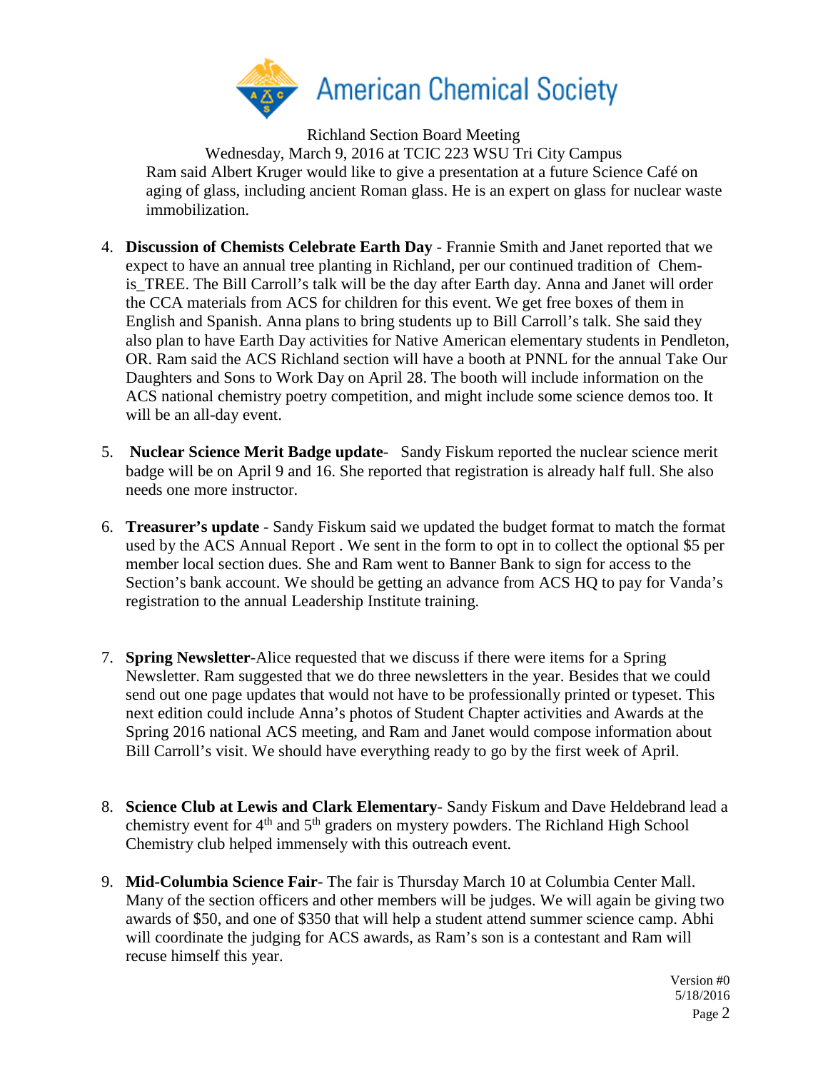Richland Section Board Meeting

Wednesday, March 9, 2016 at TCIC 223 WSU Tri City Campus

Ram said Albert Kruger would like to give a presentation at a future Science Café on aging of glass, including ancient Roman glass. He is an expert on glass for nuclear waste immobilization.

4. **Discussion of Chemists Celebrate Earth Day** - Frannie Smith and Janet reported that we expect to have an annual tree planting in Richland, per our continued tradition of Chem-is_TREE. The Bill Carroll's talk will be the day after Earth day. Anna and Janet will order the CCA materials from ACS for children for this event. We get free boxes of them in English and Spanish. Anna plans to bring students up to Bill Carroll's talk. She said they also plan to have Earth Day activities for Native American elementary students in Pendleton, OR. Ram said the ACS Richland section will have a booth at PNNL for the annual Take Our Daughters and Sons to Work Day on April 28. The booth will include information on the ACS national chemistry poetry competition, and might include some science demos too. It will be an all-day event.

5. **Nuclear Science Merit Badge update**- Sandy Fiskum reported the nuclear science merit badge will be on April 9 and 16. She reported that registration is already half full. She also needs one more instructor.

6. **Treasurer's update** - Sandy Fiskum said we updated the budget format to match the format used by the ACS Annual Report . We sent in the form to opt in to collect the optional $5 per member local section dues. She and Ram went to Banner Bank to sign for access to the Section's bank account. We should be getting an advance from ACS HQ to pay for Vanda's registration to the annual Leadership Institute training.

7. **Spring Newsletter**-Alice requested that we discuss if there were items for a Spring Newsletter. Ram suggested that we do three newsletters in the year. Besides that we could send out one page updates that would not have to be professionally printed or typeset. This next edition could include Anna's photos of Student Chapter activities and Awards at the Spring 2016 national ACS meeting, and Ram and Janet would compose information about Bill Carroll's visit. We should have everything ready to go by the first week of April.

8. **Science Club at Lewis and Clark Elementary**- Sandy Fiskum and Dave Heldebrand lead a chemistry event for 4th and 5th graders on mystery powders. The Richland High School Chemistry club helped immensely with this outreach event.

9. **Mid-Columbia Science Fair**- The fair is Thursday March 10 at Columbia Center Mall. Many of the section officers and other members will be judges. We will again be giving two awards of $50, and one of $350 that will help a student attend summer science camp. Abhi will coordinate the judging for ACS awards, as Ram's son is a contestant and Ram will recuse himself this year.

Version #0
5/18/2016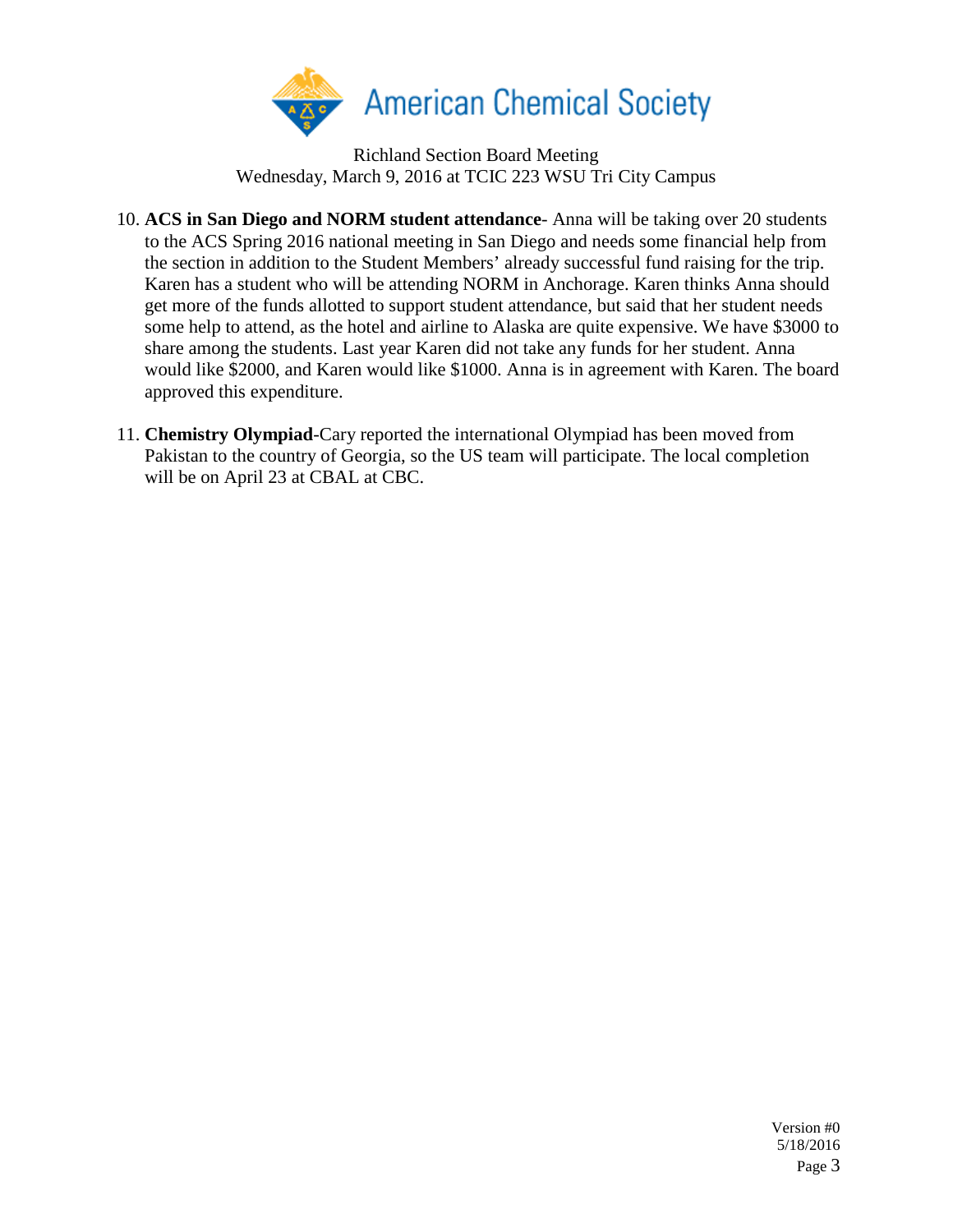Richland Section Board Meeting
Wednesday, March 9, 2016 at TCIC 223 WSU Tri City Campus

10. **ACS in San Diego and NORM student attendance**- Anna will be taking over 20 students to the ACS Spring 2016 national meeting in San Diego and needs some financial help from the section in addition to the Student Members' already successful fund raising for the trip. Karen has a student who will be attending NORM in Anchorage. Karen thinks Anna should get more of the funds allotted to support student attendance, but said that her student needs some help to attend, as the hotel and airline to Alaska are quite expensive. We have $3000 to share among the students. Last year Karen did not take any funds for her student. Anna would like $2000, and Karen would like $1000. Anna is in agreement with Karen. The board approved this expenditure.

11. **Chemistry Olympiad**-Cary reported the international Olympiad has been moved from Pakistan to the country of Georgia, so the US team will participate. The local completion will be on April 23 at CBAL at CBC.

Version #0
5/18/2016